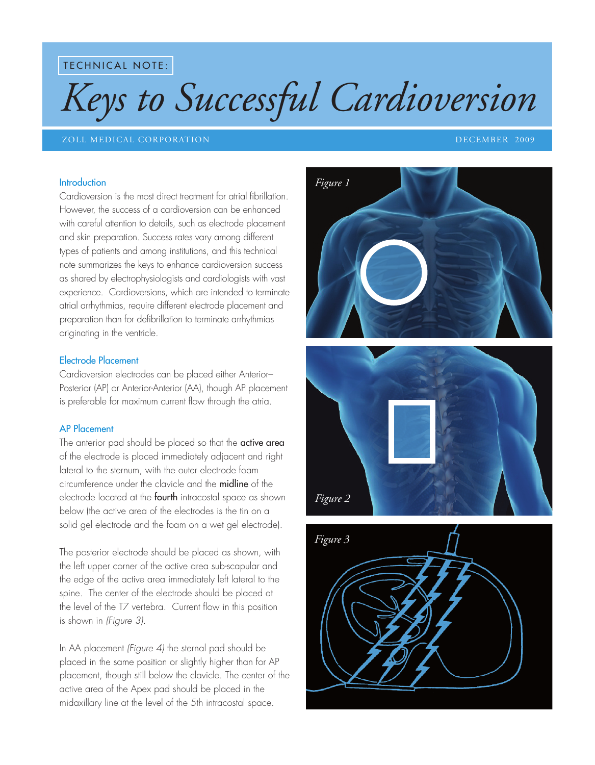TECHNICAL NOTE:

# Keys to Successful Cardioversion

ZOLL MEDICAL CORPORATION

DECEMBER 2009

## Introduction

Cardioversion is the most direct treatment for atrial fibrillation. However, the success of a cardioversion can be enhanced with careful attention to details, such as electrode placement and skin preparation. Success rates vary among different types of patients and among institutions, and this technical note summarizes the keys to enhance cardioversion success as shared by electrophysiologists and cardiologists with vast experience. Cardioversions, which are intended to terminate atrial arrhythmias, require different electrode placement and preparation than for defibrillation to terminate arrhythmias originating in the ventricle.

## Electrode Placement

Cardioversion electrodes can be placed either Anterior–Posterior (AP) or Anterior-Anterior (AA), though AP placement is preferable for maximum current flow through the atria.

## AP Placement

The anterior pad should be placed so that the **active area** of the electrode is placed immediately adjacent and right lateral to the sternum, with the outer electrode foam circumference under the clavicle and the **midline** of the electrode located at the **fourth** intracostal space as shown below (the active area of the electrodes is the tin on a solid gel electrode and the foam on a wet gel electrode).

The posterior electrode should be placed as shown, with the left upper corner of the active area sub-scapular and the edge of the active area immediately left lateral to the spine. The center of the electrode should be placed at the level of the T7 vertebra. Current flow in this position is shown in *(Figure 3)*.

In AA placement *(Figure 4)* the sternal pad should be placed in the same position or slightly higher than for AP placement, though still below the clavicle. The center of the active area of the Apex pad should be placed in the midaxillary line at the level of the 5th intracostal space.

*Figure 1*

*Figure 2*

*Figure 3*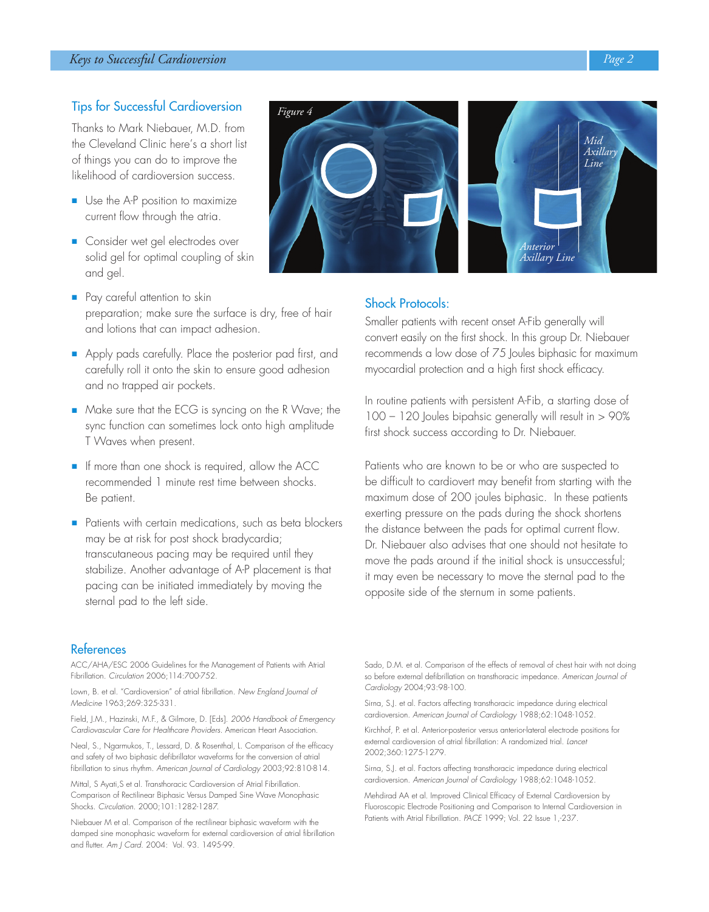## Tips for Successful Cardioversion

Thanks to Mark Niebauer, M.D. from the Cleveland Clinic here's a short list of things you can do to improve the likelihood of cardioversion success.

- Use the A-P position to maximize current flow through the atria.
- Consider wet gel electrodes over solid gel for optimal coupling of skin and gel.
- Pay careful attention to skin preparation; make sure the surface is dry, free of hair and lotions that can impact adhesion.
- Apply pads carefully. Place the posterior pad first, and carefully roll it onto the skin to ensure good adhesion and no trapped air pockets.
- Make sure that the ECG is syncing on the R Wave; the sync function can sometimes lock onto high amplitude T Waves when present.
- If more than one shock is required, allow the ACC recommended 1 minute rest time between shocks. Be patient.
- Patients with certain medications, such as beta blockers may be at risk for post shock bradycardia; transcutaneous pacing may be required until they stabilize. Another advantage of A-P placement is that pacing can be initiated immediately by moving the sternal pad to the left side.

Figure 4

Mid Axillary Line

Anterior Axillary Line

## Shock Protocols:

Smaller patients with recent onset A-Fib generally will convert easily on the first shock. In this group Dr. Niebauer recommends a low dose of 75 Joules biphasic for maximum myocardial protection and a high first shock efficacy.

In routine patients with persistent A-Fib, a starting dose of 100 – 120 Joules bipahsic generally will result in > 90% first shock success according to Dr. Niebauer.

Patients who are known to be or who are suspected to be difficult to cardiovert may benefit from starting with the maximum dose of 200 joules biphasic. In these patients exerting pressure on the pads during the shock shortens the distance between the pads for optimal current flow. Dr. Niebauer also advises that one should not hesitate to move the pads around if the initial shock is unsuccessful; it may even be necessary to move the sternal pad to the opposite side of the sternum in some patients.

## References

ACC/AHA/ESC 2006 Guidelines for the Management of Patients with Atrial Fibrillation. *Circulation* 2006;114:700-752.

Lown, B. et al. "Cardioversion" of atrial fibrillation. *New England Journal of Medicine* 1963;269:325-331.

Field, J.M., Hazinski, M.F., & Gilmore, D. [Eds]. *2006 Handbook of Emergency Cardiovascular Care for Healthcare Providers*. American Heart Association.

Neal, S., Ngarmukos, T., Lessard, D. & Rosenthal, L. Comparison of the efficacy and safety of two biphasic defibrillator waveforms for the conversion of atrial fibrillation to sinus rhythm. *American Journal of Cardiology* 2003;92:810-814.

Mittal, S Ayati,S et al. Transthoracic Cardioversion of Atrial Fibrillation. Comparison of Rectilinear Biphasic Versus Damped Sine Wave Monophasic Shocks. *Circulation*. 2000;101:1282-1287.

Niebauer M et al. Comparison of the rectilinear biphasic waveform with the damped sine monophasic waveform for external cardioversion of atrial fibrillation and flutter. *Am J Card*. 2004: Vol. 93. 1495-99.

Sado, D.M. et al. Comparison of the effects of removal of chest hair with not doing so before external defibrillation on transthoracic impedance. *American Journal of Cardiology* 2004;93:98-100.

Sirna, S.J. et al. Factors affecting transthoracic impedance during electrical cardioversion. *American Journal of Cardiology* 1988;62:1048-1052.

Kirchhof, P. et al. Anterior-posterior versus anterior-lateral electrode positions for external cardioversion of atrial fibrillation: A randomized trial. *Lancet* 2002;360:1275-1279.

Sirna, S.J. et al. Factors affecting transthoracic impedance during electrical cardioversion. *American Journal of Cardiology* 1988;62:1048-1052.

Mehdirad AA et al. Improved Clinical Efficacy of External Cardioversion by Fluoroscopic Electrode Positioning and Comparison to Internal Cardioversion in Patients with Atrial Fibrillation. *PACE* 1999; Vol. 22 Issue 1,-237.